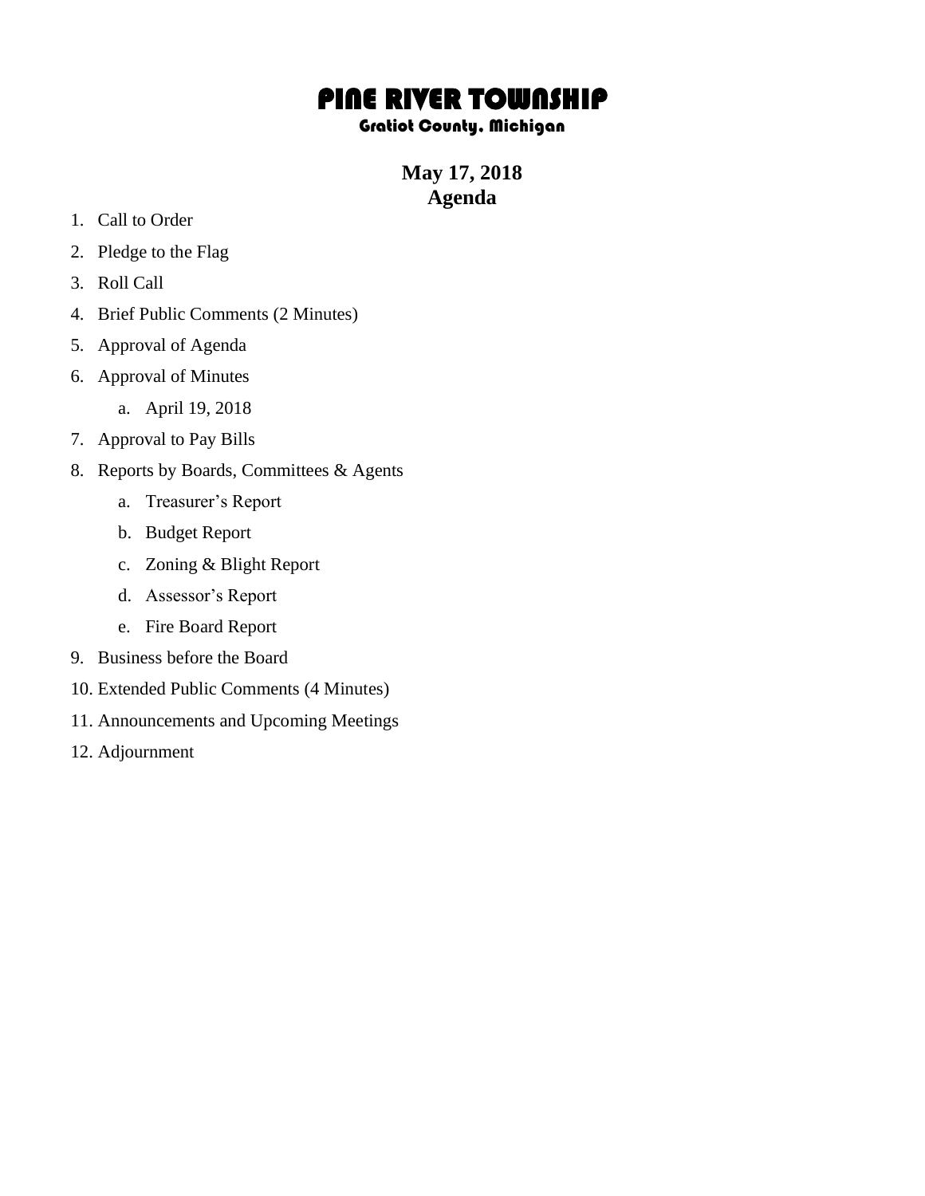# PINE RIVER TOWNSHIP

### Gratiot County, Michigan

## May 17, 2018
## Agenda

1. Call to Order
2. Pledge to the Flag
3. Roll Call
4. Brief Public Comments (2 Minutes)
5. Approval of Agenda
6. Approval of Minutes
   a. April 19, 2018
7. Approval to Pay Bills
8. Reports by Boards, Committees & Agents
   a. Treasurer's Report
   b. Budget Report
   c. Zoning & Blight Report
   d. Assessor's Report
   e. Fire Board Report
9. Business before the Board
10. Extended Public Comments (4 Minutes)
11. Announcements and Upcoming Meetings
12. Adjournment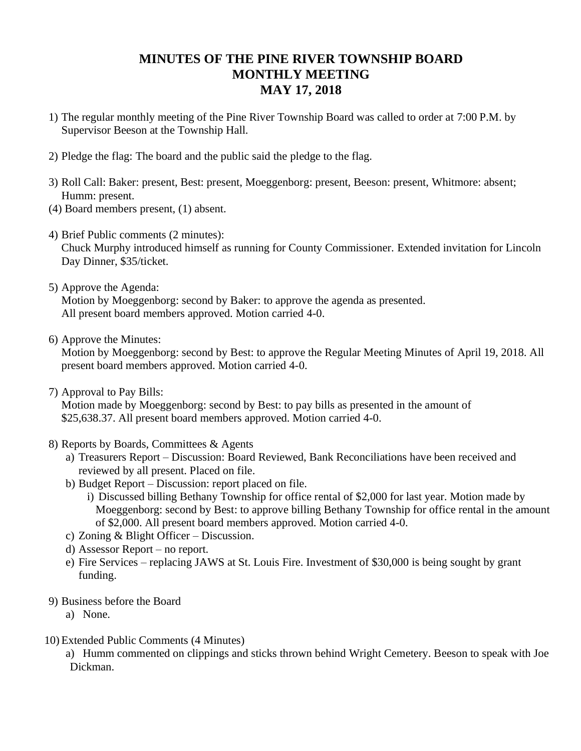# MINUTES OF THE PINE RIVER TOWNSHIP BOARD MONTHLY MEETING MAY 17, 2018

1) The regular monthly meeting of the Pine River Township Board was called to order at 7:00 P.M. by Supervisor Beeson at the Township Hall.

2) Pledge the flag: The board and the public said the pledge to the flag.

3) Roll Call: Baker: present, Best: present, Moeggenborg: present, Beeson: present, Whitmore: absent; Humm: present.
(4) Board members present, (1) absent.

4) Brief Public comments (2 minutes):
Chuck Murphy introduced himself as running for County Commissioner. Extended invitation for Lincoln Day Dinner, $35/ticket.

5) Approve the Agenda:
Motion by Moeggenborg: second by Baker: to approve the agenda as presented.
All present board members approved. Motion carried 4-0.

6) Approve the Minutes:
Motion by Moeggenborg: second by Best: to approve the Regular Meeting Minutes of April 19, 2018. All present board members approved. Motion carried 4-0.

7) Approval to Pay Bills:
Motion made by Moeggenborg: second by Best: to pay bills as presented in the amount of $25,638.37. All present board members approved. Motion carried 4-0.

8) Reports by Boards, Committees & Agents
   a) Treasurers Report – Discussion: Board Reviewed, Bank Reconciliations have been received and reviewed by all present. Placed on file.
   b) Budget Report – Discussion: report placed on file.
      i) Discussed billing Bethany Township for office rental of $2,000 for last year. Motion made by Moeggenborg: second by Best: to approve billing Bethany Township for office rental in the amount of $2,000. All present board members approved. Motion carried 4-0.
   c) Zoning & Blight Officer – Discussion.
   d) Assessor Report – no report.
   e) Fire Services – replacing JAWS at St. Louis Fire. Investment of $30,000 is being sought by grant funding.

9) Business before the Board
   a) None.

10) Extended Public Comments (4 Minutes)
   a) Humm commented on clippings and sticks thrown behind Wright Cemetery. Beeson to speak with Joe Dickman.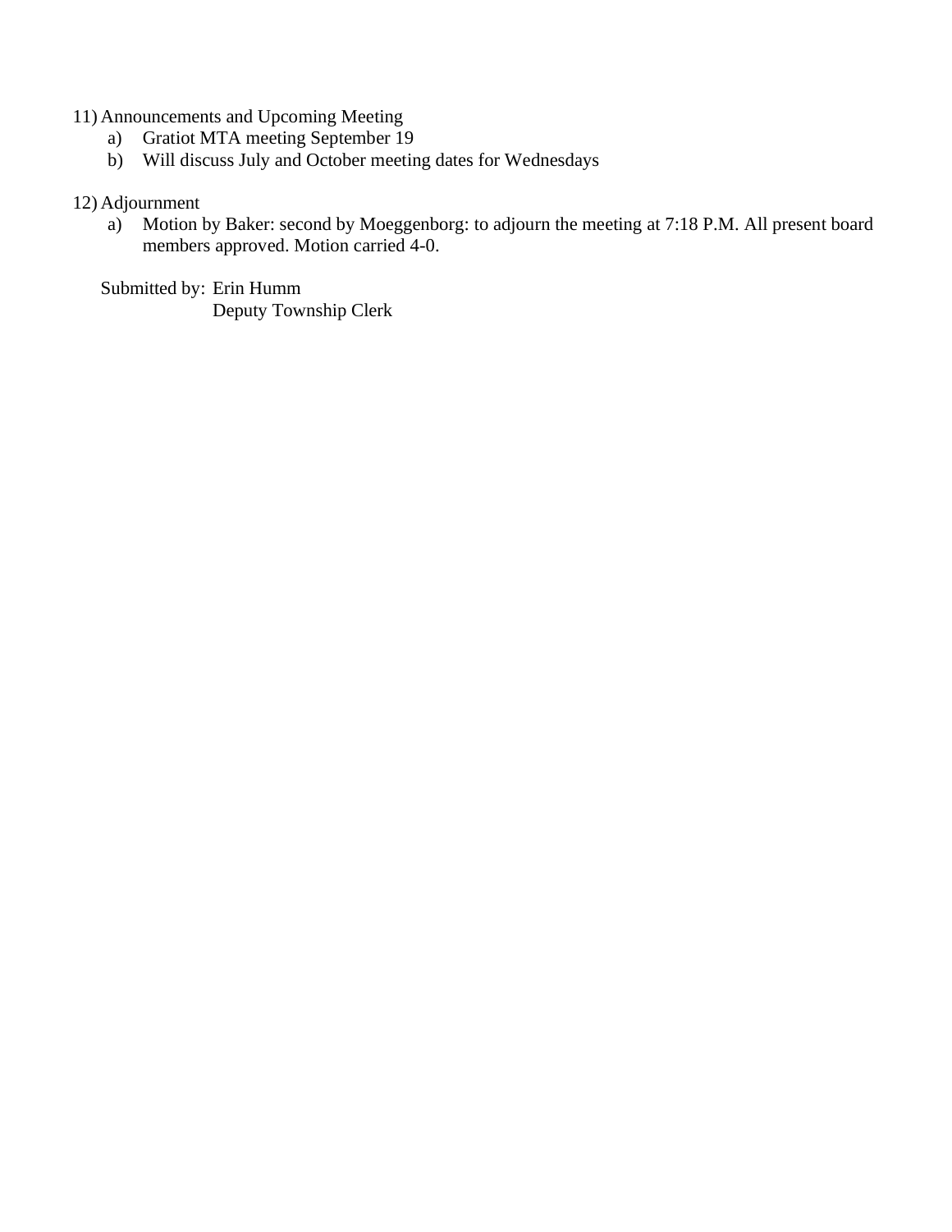11) Announcements and Upcoming Meeting

   a) Gratiot MTA meeting September 19
   b) Will discuss July and October meeting dates for Wednesdays

12) Adjournment

   a) Motion by Baker: second by Moeggenborg: to adjourn the meeting at 7:18 P.M. All present board members approved. Motion carried 4-0.

Submitted by: Erin Humm
Deputy Township Clerk